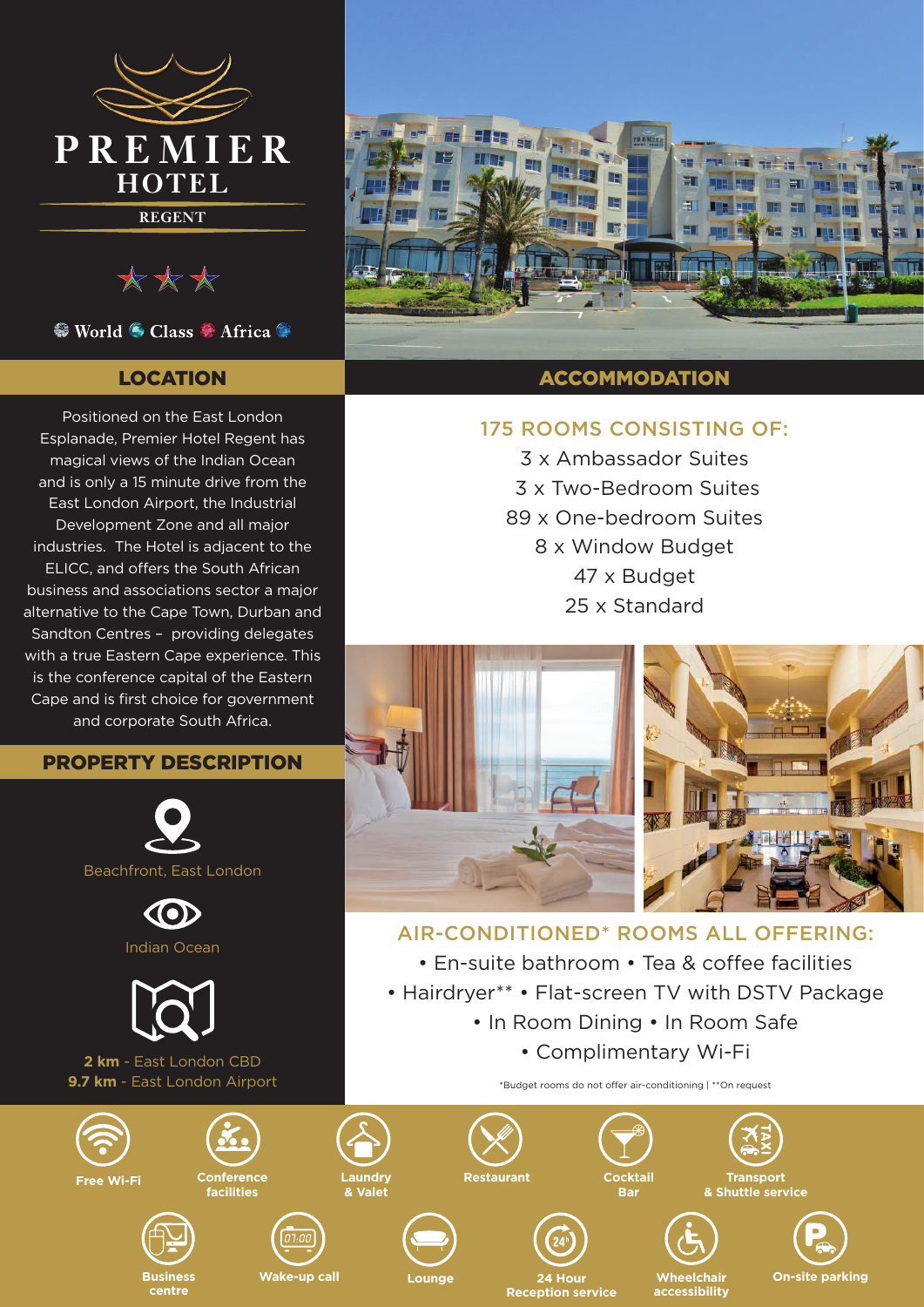# PREMIER HOTEL

## REGENT

World Class Africa

## LOCATION

Positioned on the East London Esplanade, Premier Hotel Regent has magical views of the Indian Ocean and is only a 15 minute drive from the East London Airport, the Industrial Development Zone and all major industries. The Hotel is adjacent to the ELICC, and offers the South African business and associations sector a major alternative to the Cape Town, Durban and Sandton Centres – providing delegates with a true Eastern Cape experience. This is the conference capital of the Eastern Cape and is first choice for government and corporate South Africa.

## PROPERTY DESCRIPTION

Beachfront, East London

Indian Ocean

**2 km** - East London CBD
**9.7 km** - East London Airport

## ACCOMMODATION

### 175 ROOMS CONSISTING OF:

3 x Ambassador Suites
3 x Two-Bedroom Suites
89 x One-bedroom Suites
8 x Window Budget
47 x Budget
25 x Standard

### AIR-CONDITIONED* ROOMS ALL OFFERING:

- En-suite bathroom
- Tea & coffee facilities
- Hairdryer**
- Flat-screen TV with DSTV Package
- In Room Dining
- In Room Safe
- Complimentary Wi-Fi

*Budget rooms do not offer air-conditioning | **On request

- Free Wi-Fi
- Conference facilities
- Laundry & Valet
- Restaurant
- Cocktail Bar
- Transport & Shuttle service
- Business centre
- Wake-up call
- Lounge
- 24 Hour Reception service
- Wheelchair accessibility
- On-site parking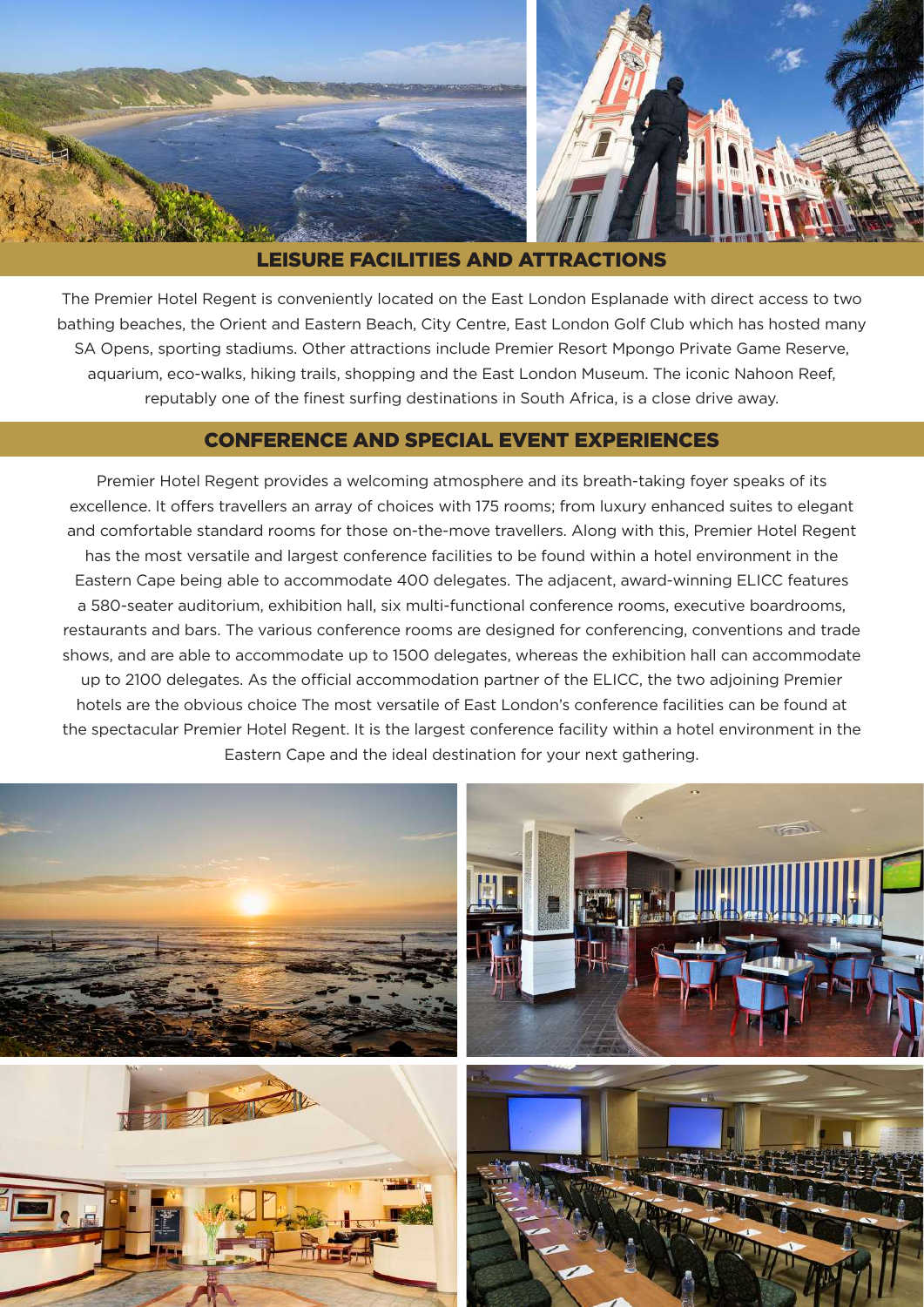## LEISURE FACILITIES AND ATTRACTIONS

The Premier Hotel Regent is conveniently located on the East London Esplanade with direct access to two bathing beaches, the Orient and Eastern Beach, City Centre, East London Golf Club which has hosted many SA Opens, sporting stadiums. Other attractions include Premier Resort Mpongo Private Game Reserve, aquarium, eco-walks, hiking trails, shopping and the East London Museum. The iconic Nahoon Reef, reputably one of the finest surfing destinations in South Africa, is a close drive away.

## CONFERENCE AND SPECIAL EVENT EXPERIENCES

Premier Hotel Regent provides a welcoming atmosphere and its breath-taking foyer speaks of its excellence. It offers travellers an array of choices with 175 rooms; from luxury enhanced suites to elegant and comfortable standard rooms for those on-the-move travellers. Along with this, Premier Hotel Regent has the most versatile and largest conference facilities to be found within a hotel environment in the Eastern Cape being able to accommodate 400 delegates. The adjacent, award-winning ELICC features a 580-seater auditorium, exhibition hall, six multi-functional conference rooms, executive boardrooms, restaurants and bars. The various conference rooms are designed for conferencing, conventions and trade shows, and are able to accommodate up to 1500 delegates, whereas the exhibition hall can accommodate up to 2100 delegates. As the official accommodation partner of the ELICC, the two adjoining Premier hotels are the obvious choice The most versatile of East London's conference facilities can be found at the spectacular Premier Hotel Regent. It is the largest conference facility within a hotel environment in the Eastern Cape and the ideal destination for your next gathering.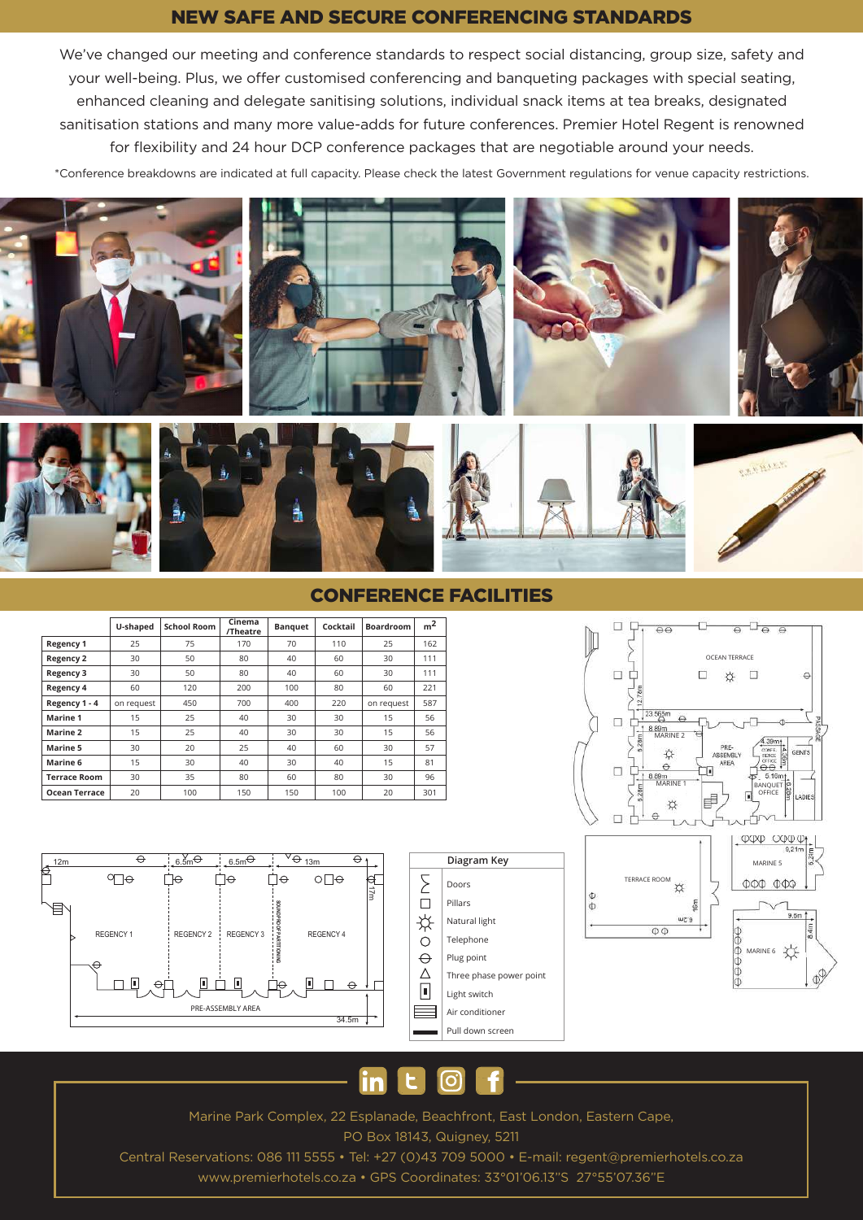## NEW SAFE AND SECURE CONFERENCING STANDARDS

We've changed our meeting and conference standards to respect social distancing, group size, safety and your well-being. Plus, we offer customised conferencing and banqueting packages with special seating, enhanced cleaning and delegate sanitising solutions, individual snack items at tea breaks, designated sanitisation stations and many more value-adds for future conferences. Premier Hotel Regent is renowned for flexibility and 24 hour DCP conference packages that are negotiable around your needs.

*Conference breakdowns are indicated at full capacity. Please check the latest Government regulations for venue capacity restrictions.

## CONFERENCE FACILITIES

| | U-shaped | School Room | Cinema /Theatre | Banquet | Cocktail | Boardroom | $m^2$ |
|---|---|---|---|---|---|---|---|
| **Regency 1** | 25 | 75 | 170 | 70 | 110 | 25 | 162 |
| **Regency 2** | 30 | 50 | 80 | 40 | 60 | 30 | 111 |
| **Regency 3** | 30 | 50 | 80 | 40 | 60 | 30 | 111 |
| **Regency 4** | 60 | 120 | 200 | 100 | 80 | 60 | 221 |
| **Regency 1 - 4** | on request | 450 | 700 | 400 | 220 | on request | 587 |
| **Marine 1** | 15 | 25 | 40 | 30 | 30 | 15 | 56 |
| **Marine 2** | 15 | 25 | 40 | 30 | 30 | 15 | 56 |
| **Marine 5** | 30 | 20 | 25 | 40 | 60 | 30 | 57 |
| **Marine 6** | 15 | 30 | 40 | 30 | 40 | 15 | 81 |
| **Terrace Room** | 30 | 35 | 80 | 60 | 80 | 30 | 96 |
| **Ocean Terrace** | 20 | 100 | 150 | 150 | 100 | 20 | 301 |

OCEAN TERRACE
12.78m
23.565m
8.69m
MARINE 2
5.28m
PRE-ASSEMBLY AREA
4.39m
CONFERENCE OFFICE
4.36m
GENTS
8.69m
MARINE 1
5.28m
5.10m
BANQUET OFFICE
6.20m
LADIES
PASSAGE
6.21m
MARINE 5
6.21m
TERRACE ROOM
16m
6.3m
9.5m
8.4m
MARINE 6

12m
6.5m
6.5m
13m
17m
REGENCY 1
REGENCY 2
REGENCY 3
SOUNDPROOF PARTITIONING
REGENCY 4
PRE-ASSEMBLY AREA
34.5m

**Diagram Key**

- Doors
- Pillars
- Natural light
- Telephone
- Plug point
- Three phase power point
- Light switch
- Air conditioner
- Pull down screen

Marine Park Complex, 22 Esplanade, Beachfront, East London, Eastern Cape,
PO Box 18143, Quigney, 5211
Central Reservations: 086 111 5555 • Tel: +27 (0)43 709 5000 • E-mail: regent@premierhotels.co.za
www.premierhotels.co.za • GPS Coordinates: 33°01'06.13"S 27°55'07.36"E